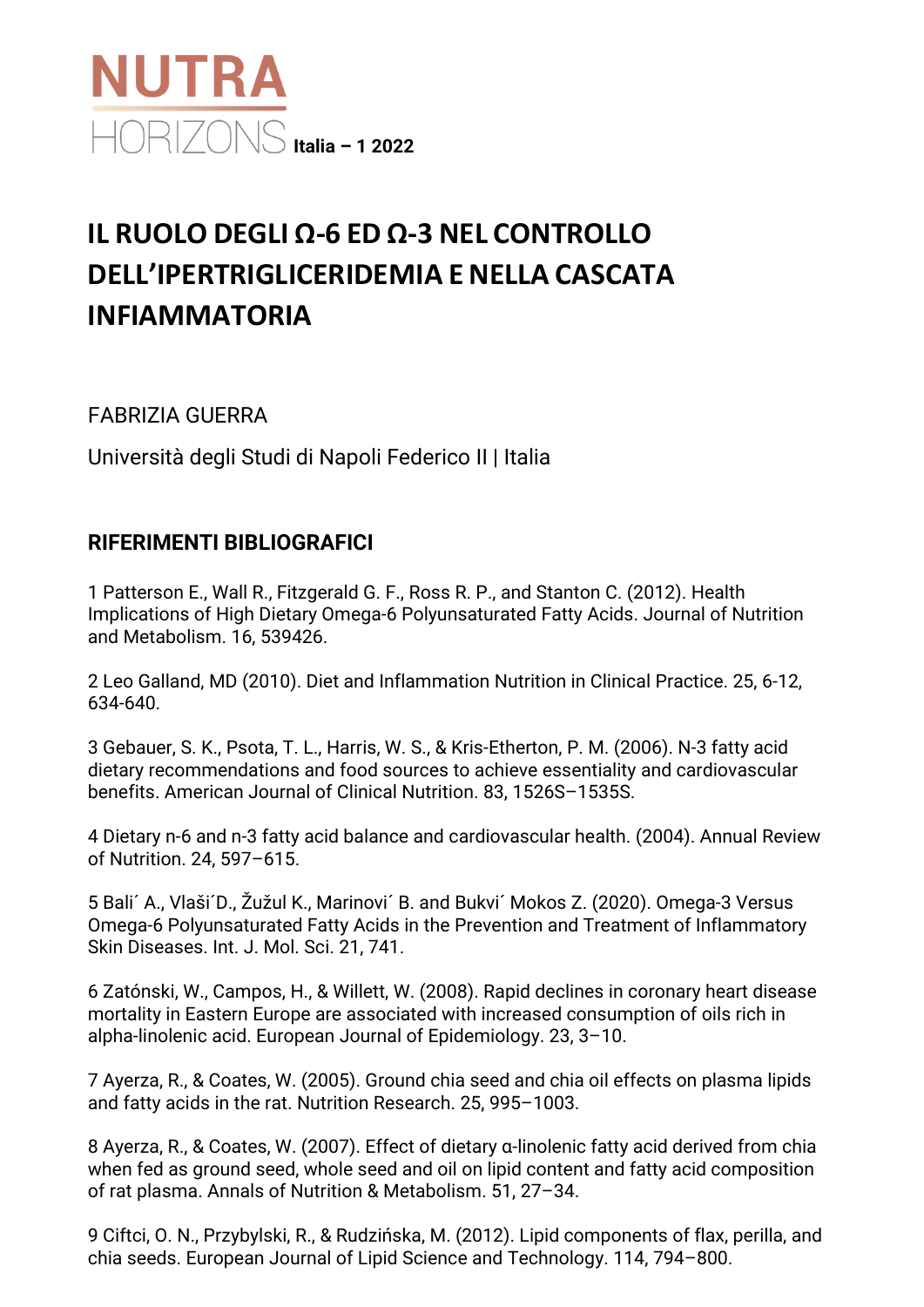NUTRA HORIZONS Italia – 1 2022

# IL RUOLO DEGLI Ω-6 ED Ω-3 NEL CONTROLLO DELL'IPERTRIGLICERIDEMIA E NELLA CASCATA INFIAMMATORIA

FABRIZIA GUERRA

Università degli Studi di Napoli Federico II | Italia

## RIFERIMENTI BIBLIOGRAFICI

1 Patterson E., Wall R., Fitzgerald G. F., Ross R. P., and Stanton C. (2012). Health Implications of High Dietary Omega-6 Polyunsaturated Fatty Acids. Journal of Nutrition and Metabolism. 16, 539426.

2 Leo Galland, MD (2010). Diet and Inflammation Nutrition in Clinical Practice. 25, 6-12, 634-640.

3 Gebauer, S. K., Psota, T. L., Harris, W. S., & Kris-Etherton, P. M. (2006). N-3 fatty acid dietary recommendations and food sources to achieve essentiality and cardiovascular benefits. American Journal of Clinical Nutrition. 83, 1526S–1535S.

4 Dietary n-6 and n-3 fatty acid balance and cardiovascular health. (2004). Annual Review of Nutrition. 24, 597–615.

5 Bali´ A., Vlaši´D., Žužul K., Marinovi´ B. and Bukvi´ Mokos Z. (2020). Omega-3 Versus Omega-6 Polyunsaturated Fatty Acids in the Prevention and Treatment of Inflammatory Skin Diseases. Int. J. Mol. Sci. 21, 741.

6 Zatónski, W., Campos, H., & Willett, W. (2008). Rapid declines in coronary heart disease mortality in Eastern Europe are associated with increased consumption of oils rich in alpha-linolenic acid. European Journal of Epidemiology. 23, 3–10.

7 Ayerza, R., & Coates, W. (2005). Ground chia seed and chia oil effects on plasma lipids and fatty acids in the rat. Nutrition Research. 25, 995–1003.

8 Ayerza, R., & Coates, W. (2007). Effect of dietary α-linolenic fatty acid derived from chia when fed as ground seed, whole seed and oil on lipid content and fatty acid composition of rat plasma. Annals of Nutrition & Metabolism. 51, 27–34.

9 Ciftci, O. N., Przybylski, R., & Rudzińska, M. (2012). Lipid components of flax, perilla, and chia seeds. European Journal of Lipid Science and Technology. 114, 794–800.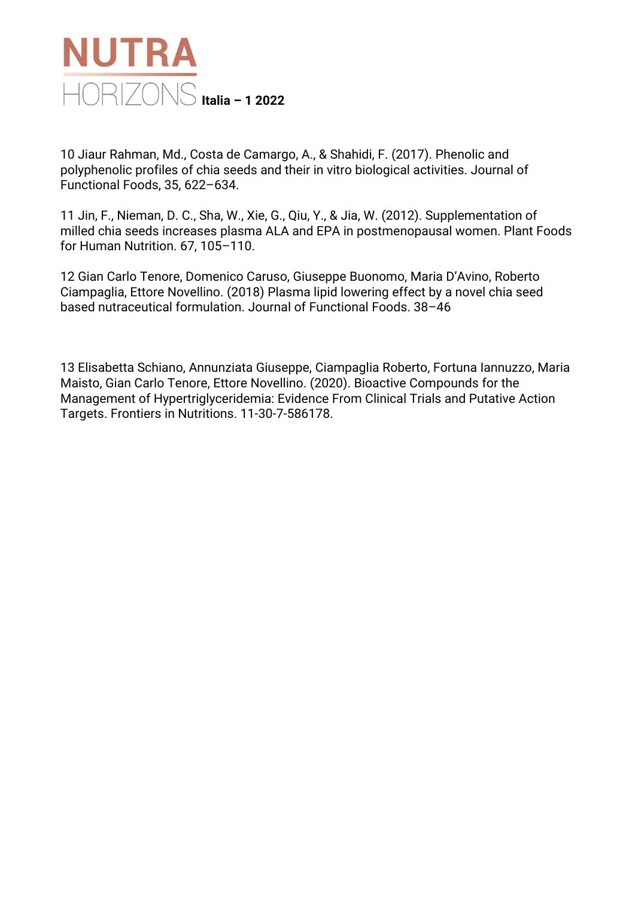10 Jiaur Rahman, Md., Costa de Camargo, A., & Shahidi, F. (2017). Phenolic and polyphenolic profiles of chia seeds and their in vitro biological activities. Journal of Functional Foods, 35, 622–634.

11 Jin, F., Nieman, D. C., Sha, W., Xie, G., Qiu, Y., & Jia, W. (2012). Supplementation of milled chia seeds increases plasma ALA and EPA in postmenopausal women. Plant Foods for Human Nutrition. 67, 105–110.

12 Gian Carlo Tenore, Domenico Caruso, Giuseppe Buonomo, Maria D'Avino, Roberto Ciampaglia, Ettore Novellino. (2018) Plasma lipid lowering effect by a novel chia seed based nutraceutical formulation. Journal of Functional Foods. 38–46

13 Elisabetta Schiano, Annunziata Giuseppe, Ciampaglia Roberto, Fortuna Iannuzzo, Maria Maisto, Gian Carlo Tenore, Ettore Novellino. (2020). Bioactive Compounds for the Management of Hypertriglyceridemia: Evidence From Clinical Trials and Putative Action Targets. Frontiers in Nutritions. 11-30-7-586178.